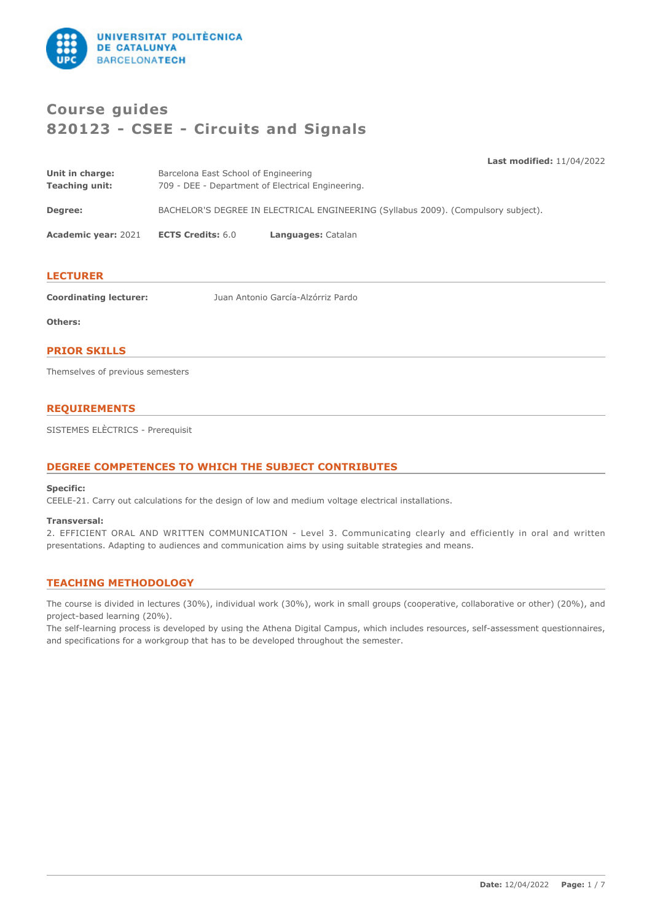# Course guides
# 820123 - CSEE - Circuits and Signals

**Last modified:** 11/04/2022

**Unit in charge:** Barcelona East School of Engineering
**Teaching unit:** 709 - DEE - Department of Electrical Engineering.

**Degree:** BACHELOR'S DEGREE IN ELECTRICAL ENGINEERING (Syllabus 2009). (Compulsory subject).

**Academic year:** 2021 **ECTS Credits:** 6.0 **Languages:** Catalan

## LECTURER

**Coordinating lecturer:** Juan Antonio García-Alzórriz Pardo

**Others:**

## PRIOR SKILLS

Themselves of previous semesters

## REQUIREMENTS

SISTEMES ELÈCTRICS - Prerequisit

## DEGREE COMPETENCES TO WHICH THE SUBJECT CONTRIBUTES

**Specific:**
CEELE-21. Carry out calculations for the design of low and medium voltage electrical installations.

**Transversal:**
2. EFFICIENT ORAL AND WRITTEN COMMUNICATION - Level 3. Communicating clearly and efficiently in oral and written presentations. Adapting to audiences and communication aims by using suitable strategies and means.

## TEACHING METHODOLOGY

The course is divided in lectures (30%), individual work (30%), work in small groups (cooperative, collaborative or other) (20%), and project-based learning (20%).
The self-learning process is developed by using the Athena Digital Campus, which includes resources, self-assessment questionnaires, and specifications for a workgroup that has to be developed throughout the semester.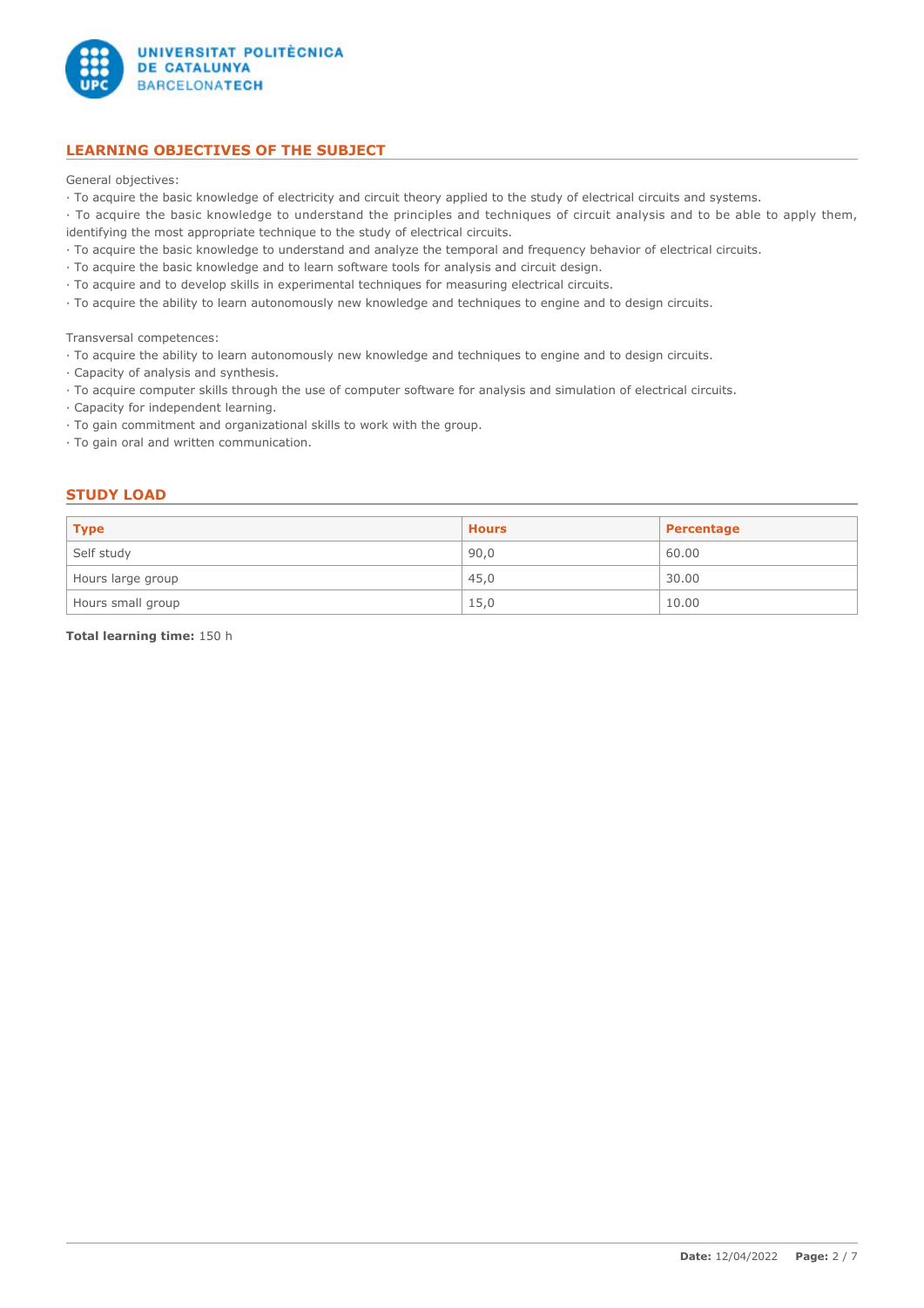## LEARNING OBJECTIVES OF THE SUBJECT

General objectives:

· To acquire the basic knowledge of electricity and circuit theory applied to the study of electrical circuits and systems.
· To acquire the basic knowledge to understand the principles and techniques of circuit analysis and to be able to apply them, identifying the most appropriate technique to the study of electrical circuits.
· To acquire the basic knowledge to understand and analyze the temporal and frequency behavior of electrical circuits.
· To acquire the basic knowledge and to learn software tools for analysis and circuit design.
· To acquire and to develop skills in experimental techniques for measuring electrical circuits.
· To acquire the ability to learn autonomously new knowledge and techniques to engine and to design circuits.

Transversal competences:

· To acquire the ability to learn autonomously new knowledge and techniques to engine and to design circuits.
· Capacity of analysis and synthesis.
· To acquire computer skills through the use of computer software for analysis and simulation of electrical circuits.
· Capacity for independent learning.
· To gain commitment and organizational skills to work with the group.
· To gain oral and written communication.

## STUDY LOAD

| Type | Hours | Percentage |
|---|---|---|
| Self study | 90,0 | 60.00 |
| Hours large group | 45,0 | 30.00 |
| Hours small group | 15,0 | 10.00 |

**Total learning time:** 150 h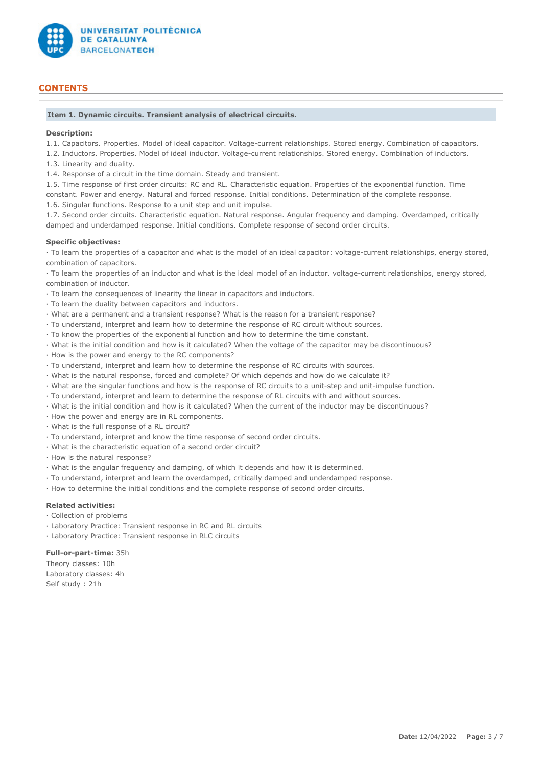## CONTENTS

### Item 1. Dynamic circuits. Transient analysis of electrical circuits.

**Description:**

1.1. Capacitors. Properties. Model of ideal capacitor. Voltage-current relationships. Stored energy. Combination of capacitors.
1.2. Inductors. Properties. Model of ideal inductor. Voltage-current relationships. Stored energy. Combination of inductors.
1.3. Linearity and duality.
1.4. Response of a circuit in the time domain. Steady and transient.
1.5. Time response of first order circuits: RC and RL. Characteristic equation. Properties of the exponential function. Time constant. Power and energy. Natural and forced response. Initial conditions. Determination of the complete response.
1.6. Singular functions. Response to a unit step and unit impulse.
1.7. Second order circuits. Characteristic equation. Natural response. Angular frequency and damping. Overdamped, critically damped and underdamped response. Initial conditions. Complete response of second order circuits.

**Specific objectives:**

· To learn the properties of a capacitor and what is the model of an ideal capacitor: voltage-current relationships, energy stored, combination of capacitors.
· To learn the properties of an inductor and what is the ideal model of an inductor. voltage-current relationships, energy stored, combination of inductor.
· To learn the consequences of linearity the linear in capacitors and inductors.
· To learn the duality between capacitors and inductors.
· What are a permanent and a transient response? What is the reason for a transient response?
· To understand, interpret and learn how to determine the response of RC circuit without sources.
· To know the properties of the exponential function and how to determine the time constant.
· What is the initial condition and how is it calculated? When the voltage of the capacitor may be discontinuous?
· How is the power and energy to the RC components?
· To understand, interpret and learn how to determine the response of RC circuits with sources.
· What is the natural response, forced and complete? Of which depends and how do we calculate it?
· What are the singular functions and how is the response of RC circuits to a unit-step and unit-impulse function.
· To understand, interpret and learn to determine the response of RL circuits with and without sources.
· What is the initial condition and how is it calculated? When the current of the inductor may be discontinuous?
· How the power and energy are in RL components.
· What is the full response of a RL circuit?
· To understand, interpret and know the time response of second order circuits.
· What is the characteristic equation of a second order circuit?
· How is the natural response?
· What is the angular frequency and damping, of which it depends and how it is determined.
· To understand, interpret and learn the overdamped, critically damped and underdamped response.
· How to determine the initial conditions and the complete response of second order circuits.

**Related activities:**

· Collection of problems
· Laboratory Practice: Transient response in RC and RL circuits
· Laboratory Practice: Transient response in RLC circuits

**Full-or-part-time:** 35h
Theory classes: 10h
Laboratory classes: 4h
Self study : 21h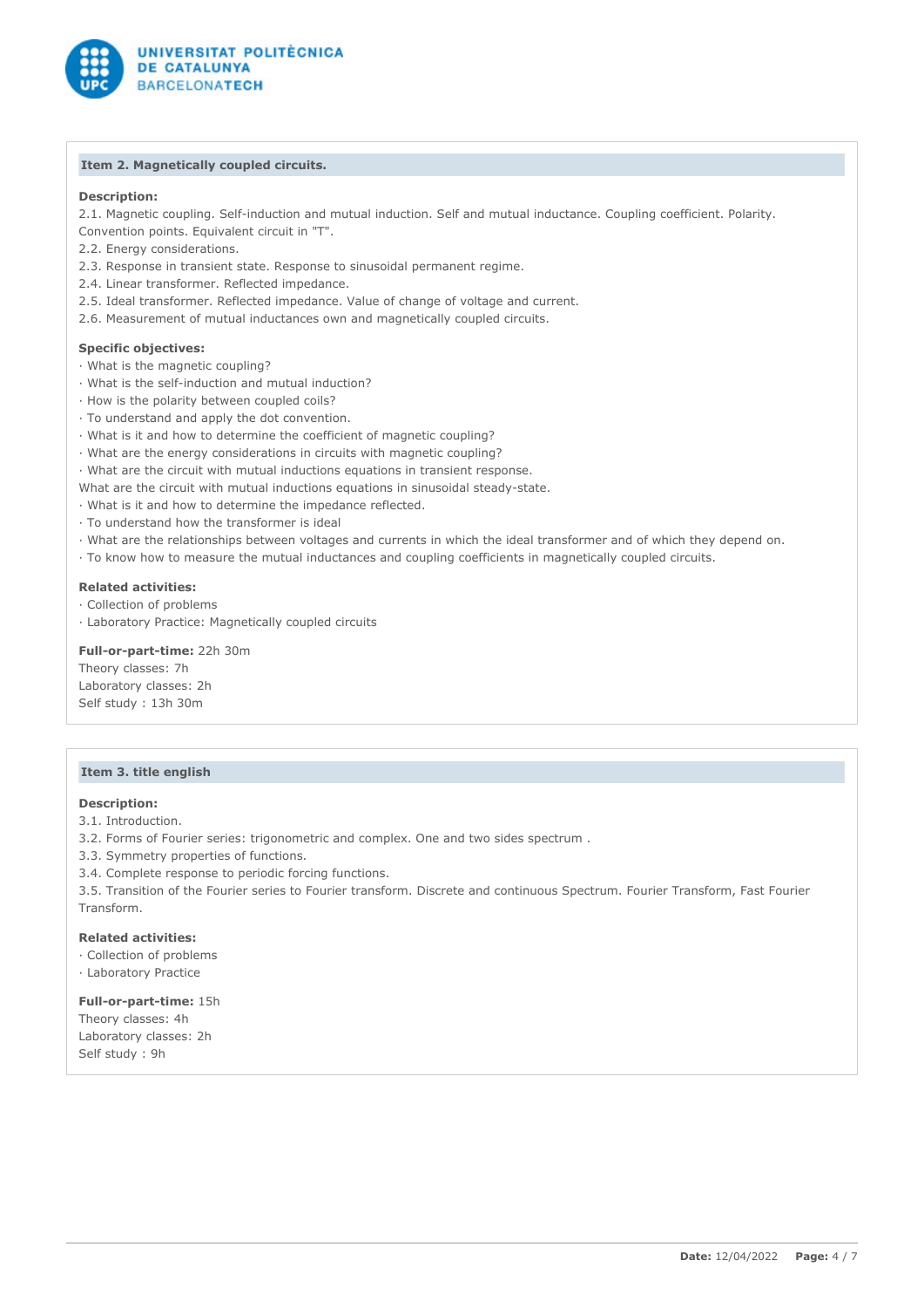## Item 2. Magnetically coupled circuits.

**Description:**

2.1. Magnetic coupling. Self-induction and mutual induction. Self and mutual inductance. Coupling coefficient. Polarity. Convention points. Equivalent circuit in "T".
2.2. Energy considerations.
2.3. Response in transient state. Response to sinusoidal permanent regime.
2.4. Linear transformer. Reflected impedance.
2.5. Ideal transformer. Reflected impedance. Value of change of voltage and current.
2.6. Measurement of mutual inductances own and magnetically coupled circuits.

**Specific objectives:**

· What is the magnetic coupling?
· What is the self-induction and mutual induction?
· How is the polarity between coupled coils?
· To understand and apply the dot convention.
· What is it and how to determine the coefficient of magnetic coupling?
· What are the energy considerations in circuits with magnetic coupling?
· What are the circuit with mutual inductions equations in transient response.
What are the circuit with mutual inductions equations in sinusoidal steady-state.
· What is it and how to determine the impedance reflected.
· To understand how the transformer is ideal
· What are the relationships between voltages and currents in which the ideal transformer and of which they depend on.
· To know how to measure the mutual inductances and coupling coefficients in magnetically coupled circuits.

**Related activities:**

· Collection of problems
· Laboratory Practice: Magnetically coupled circuits

**Full-or-part-time:** 22h 30m
Theory classes: 7h
Laboratory classes: 2h
Self study : 13h 30m

## Item 3. title english

**Description:**

3.1. Introduction.
3.2. Forms of Fourier series: trigonometric and complex. One and two sides spectrum .
3.3. Symmetry properties of functions.
3.4. Complete response to periodic forcing functions.
3.5. Transition of the Fourier series to Fourier transform. Discrete and continuous Spectrum. Fourier Transform, Fast Fourier Transform.

**Related activities:**

· Collection of problems
· Laboratory Practice

**Full-or-part-time:** 15h
Theory classes: 4h
Laboratory classes: 2h
Self study : 9h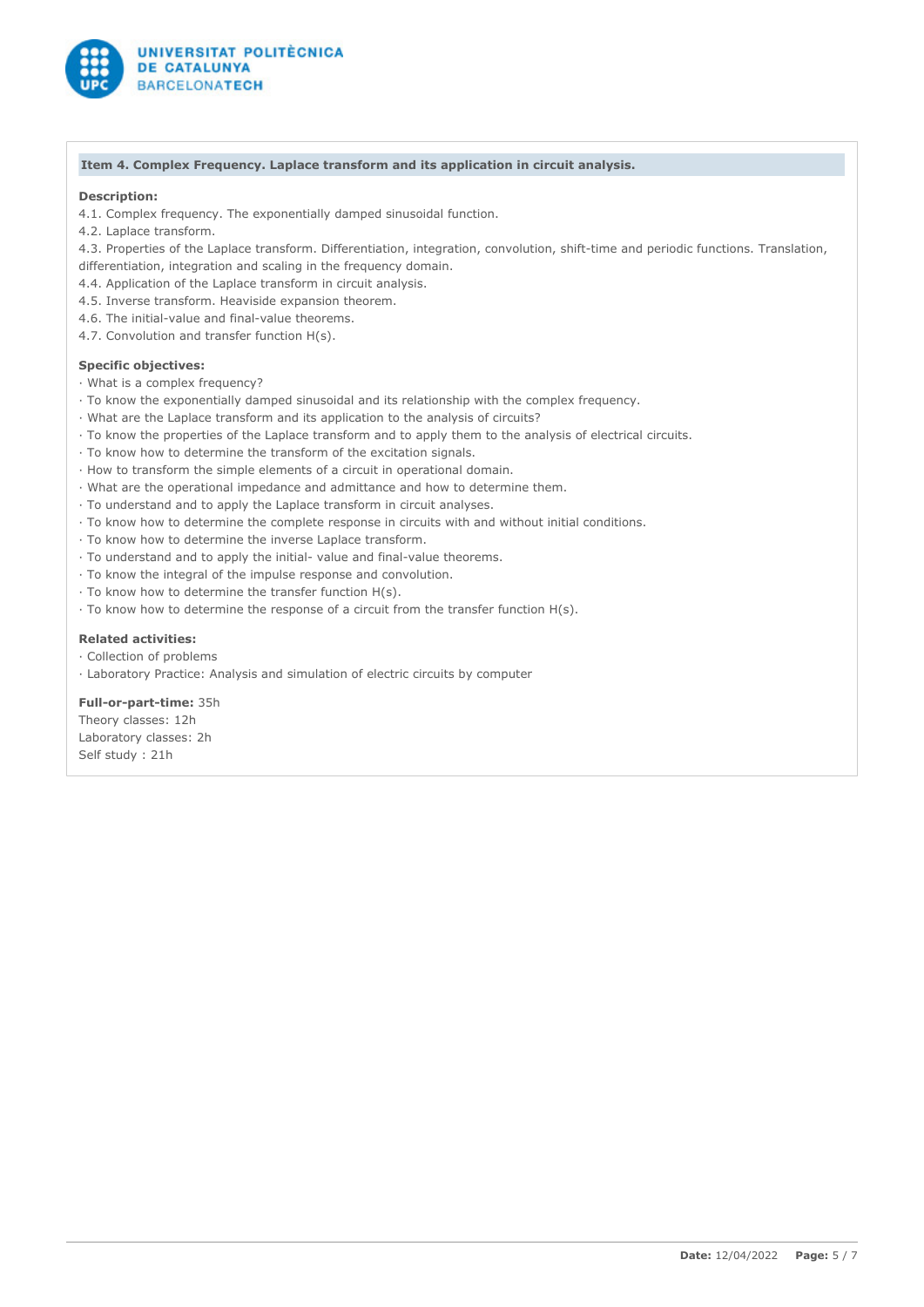### Item 4. Complex Frequency. Laplace transform and its application in circuit analysis.

**Description:**

4.1. Complex frequency. The exponentially damped sinusoidal function.
4.2. Laplace transform.
4.3. Properties of the Laplace transform. Differentiation, integration, convolution, shift-time and periodic functions. Translation, differentiation, integration and scaling in the frequency domain.
4.4. Application of the Laplace transform in circuit analysis.
4.5. Inverse transform. Heaviside expansion theorem.
4.6. The initial-value and final-value theorems.
4.7. Convolution and transfer function H(s).

**Specific objectives:**

· What is a complex frequency?
· To know the exponentially damped sinusoidal and its relationship with the complex frequency.
· What are the Laplace transform and its application to the analysis of circuits?
· To know the properties of the Laplace transform and to apply them to the analysis of electrical circuits.
· To know how to determine the transform of the excitation signals.
· How to transform the simple elements of a circuit in operational domain.
· What are the operational impedance and admittance and how to determine them.
· To understand and to apply the Laplace transform in circuit analyses.
· To know how to determine the complete response in circuits with and without initial conditions.
· To know how to determine the inverse Laplace transform.
· To understand and to apply the initial- value and final-value theorems.
· To know the integral of the impulse response and convolution.
· To know how to determine the transfer function H(s).
· To know how to determine the response of a circuit from the transfer function H(s).

**Related activities:**

· Collection of problems
· Laboratory Practice: Analysis and simulation of electric circuits by computer

**Full-or-part-time:** 35h
Theory classes: 12h
Laboratory classes: 2h
Self study : 21h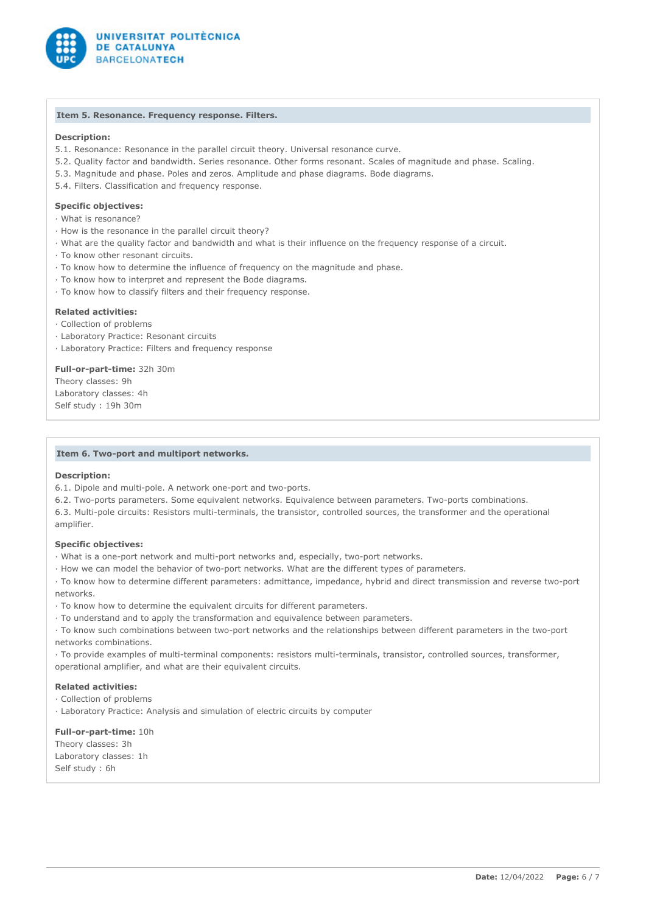## Item 5. Resonance. Frequency response. Filters.

**Description:**

5.1. Resonance: Resonance in the parallel circuit theory. Universal resonance curve.

5.2. Quality factor and bandwidth. Series resonance. Other forms resonant. Scales of magnitude and phase. Scaling.

5.3. Magnitude and phase. Poles and zeros. Amplitude and phase diagrams. Bode diagrams.

5.4. Filters. Classification and frequency response.

**Specific objectives:**

· What is resonance?

· How is the resonance in the parallel circuit theory?

· What are the quality factor and bandwidth and what is their influence on the frequency response of a circuit.

· To know other resonant circuits.

· To know how to determine the influence of frequency on the magnitude and phase.

· To know how to interpret and represent the Bode diagrams.

· To know how to classify filters and their frequency response.

**Related activities:**

· Collection of problems

· Laboratory Practice: Resonant circuits

· Laboratory Practice: Filters and frequency response

**Full-or-part-time:** 32h 30m

Theory classes: 9h

Laboratory classes: 4h

Self study : 19h 30m

## Item 6. Two-port and multiport networks.

**Description:**

6.1. Dipole and multi-pole. A network one-port and two-ports.

6.2. Two-ports parameters. Some equivalent networks. Equivalence between parameters. Two-ports combinations.

6.3. Multi-pole circuits: Resistors multi-terminals, the transistor, controlled sources, the transformer and the operational amplifier.

**Specific objectives:**

· What is a one-port network and multi-port networks and, especially, two-port networks.

· How we can model the behavior of two-port networks. What are the different types of parameters.

· To know how to determine different parameters: admittance, impedance, hybrid and direct transmission and reverse two-port networks.

· To know how to determine the equivalent circuits for different parameters.

· To understand and to apply the transformation and equivalence between parameters.

· To know such combinations between two-port networks and the relationships between different parameters in the two-port networks combinations.

· To provide examples of multi-terminal components: resistors multi-terminals, transistor, controlled sources, transformer, operational amplifier, and what are their equivalent circuits.

**Related activities:**

· Collection of problems

· Laboratory Practice: Analysis and simulation of electric circuits by computer

**Full-or-part-time:** 10h

Theory classes: 3h

Laboratory classes: 1h

Self study : 6h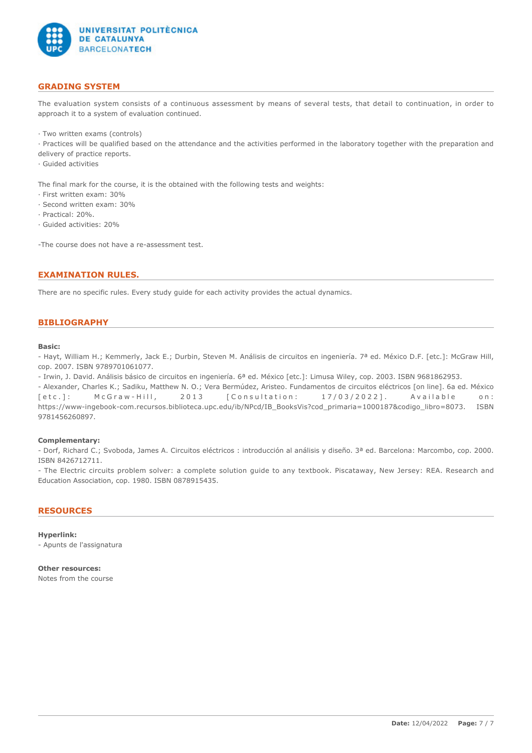## GRADING SYSTEM

The evaluation system consists of a continuous assessment by means of several tests, that detail to continuation, in order to approach it to a system of evaluation continued.

· Two written exams (controls)
· Practices will be qualified based on the attendance and the activities performed in the laboratory together with the preparation and delivery of practice reports.
· Guided activities

The final mark for the course, it is the obtained with the following tests and weights:
· First written exam: 30%
· Second written exam: 30%
· Practical: 20%.
· Guided activities: 20%

-The course does not have a re-assessment test.

## EXAMINATION RULES.

There are no specific rules. Every study guide for each activity provides the actual dynamics.

## BIBLIOGRAPHY

**Basic:**

- Hayt, William H.; Kemmerly, Jack E.; Durbin, Steven M. Análisis de circuitos en ingeniería. 7ª ed. México D.F. [etc.]: McGraw Hill, cop. 2007. ISBN 9789701061077.
- Irwin, J. David. Análisis básico de circuitos en ingeniería. 6ª ed. México [etc.]: Limusa Wiley, cop. 2003. ISBN 9681862953.
- Alexander, Charles K.; Sadiku, Matthew N. O.; Vera Bermúdez, Aristeo. Fundamentos de circuitos eléctricos [on line]. 6a ed. México [etc.]: McGraw-Hill, 2013 [Consultation: 17/03/2022]. Available on: https://www-ingebook-com.recursos.biblioteca.upc.edu/ib/NPcd/IB_BooksVis?cod_primaria=1000187&codigo_libro=8073. ISBN 9781456260897.

**Complementary:**

- Dorf, Richard C.; Svoboda, James A. Circuitos eléctricos : introducción al análisis y diseño. 3ª ed. Barcelona: Marcombo, cop. 2000. ISBN 8426712711.
- The Electric circuits problem solver: a complete solution guide to any textbook. Piscataway, New Jersey: REA. Research and Education Association, cop. 1980. ISBN 0878915435.

## RESOURCES

**Hyperlink:**
- Apunts de l'assignatura

**Other resources:**
Notes from the course